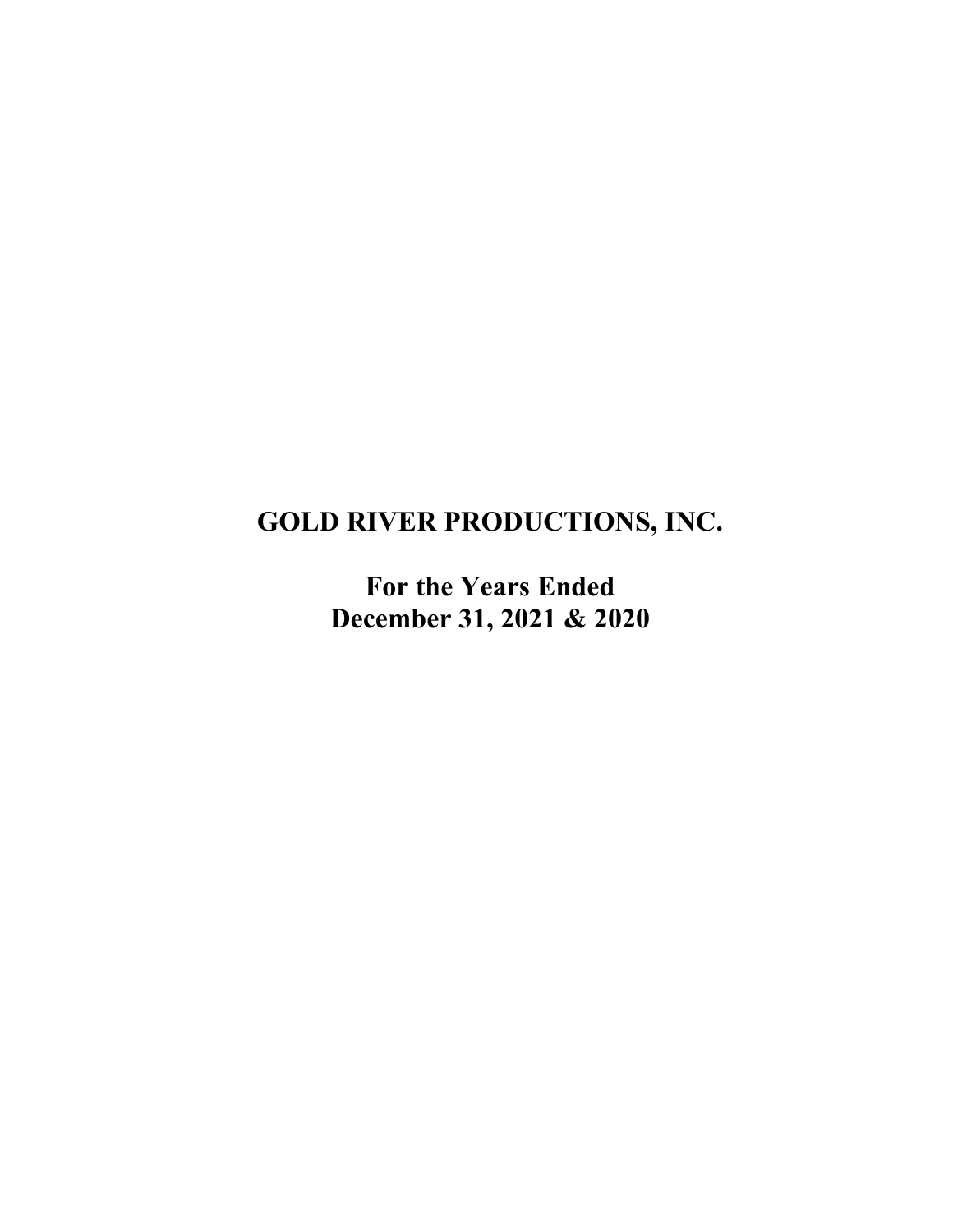# GOLD RIVER PRODUCTIONS, INC.

## For the Years Ended December 31, 2021 & 2020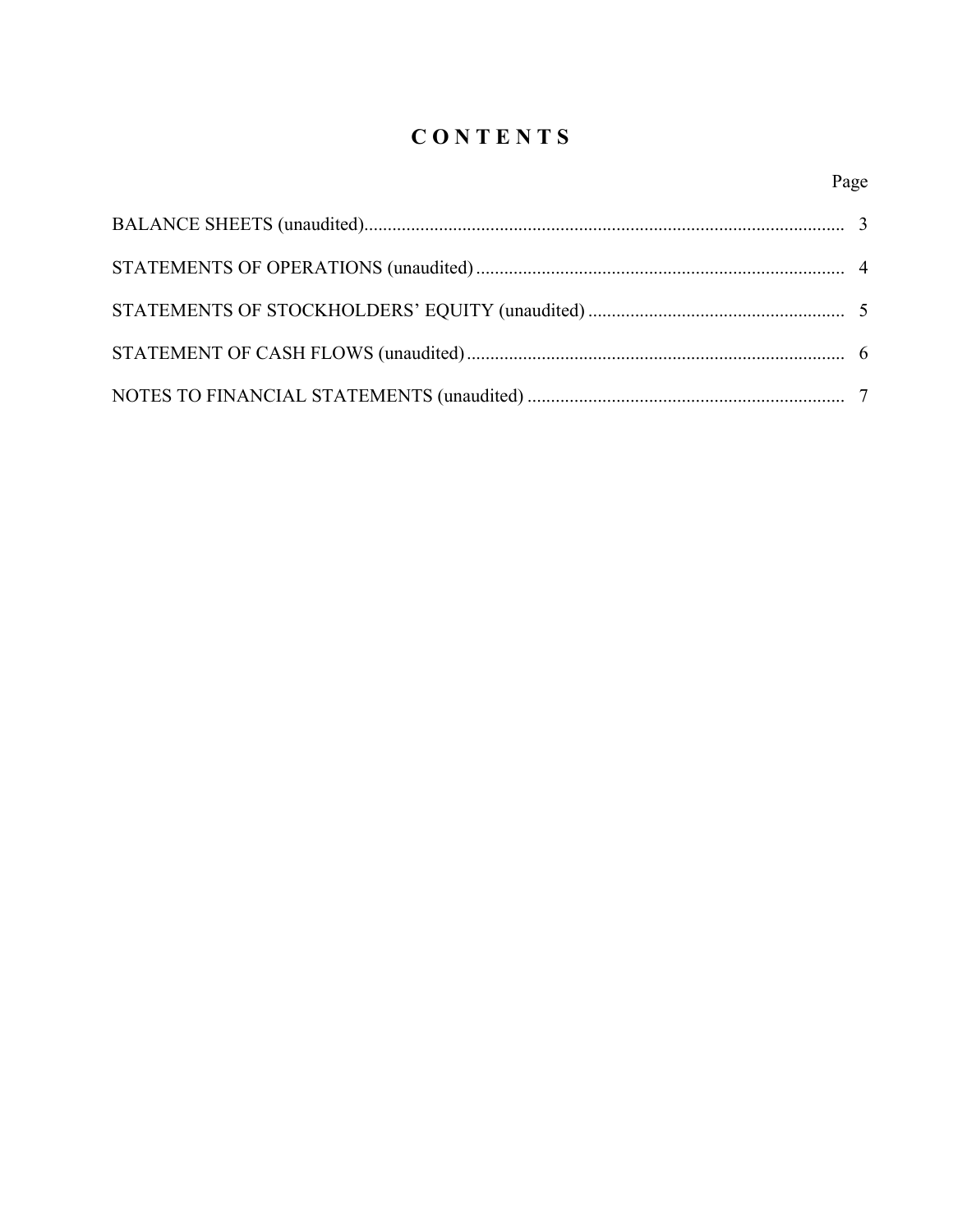# C O N T E N T S

| | Page |
|---|---|
| BALANCE SHEETS (unaudited) | 3 |
| STATEMENTS OF OPERATIONS (unaudited) | 4 |
| STATEMENTS OF STOCKHOLDERS' EQUITY (unaudited) | 5 |
| STATEMENT OF CASH FLOWS (unaudited) | 6 |
| NOTES TO FINANCIAL STATEMENTS (unaudited) | 7 |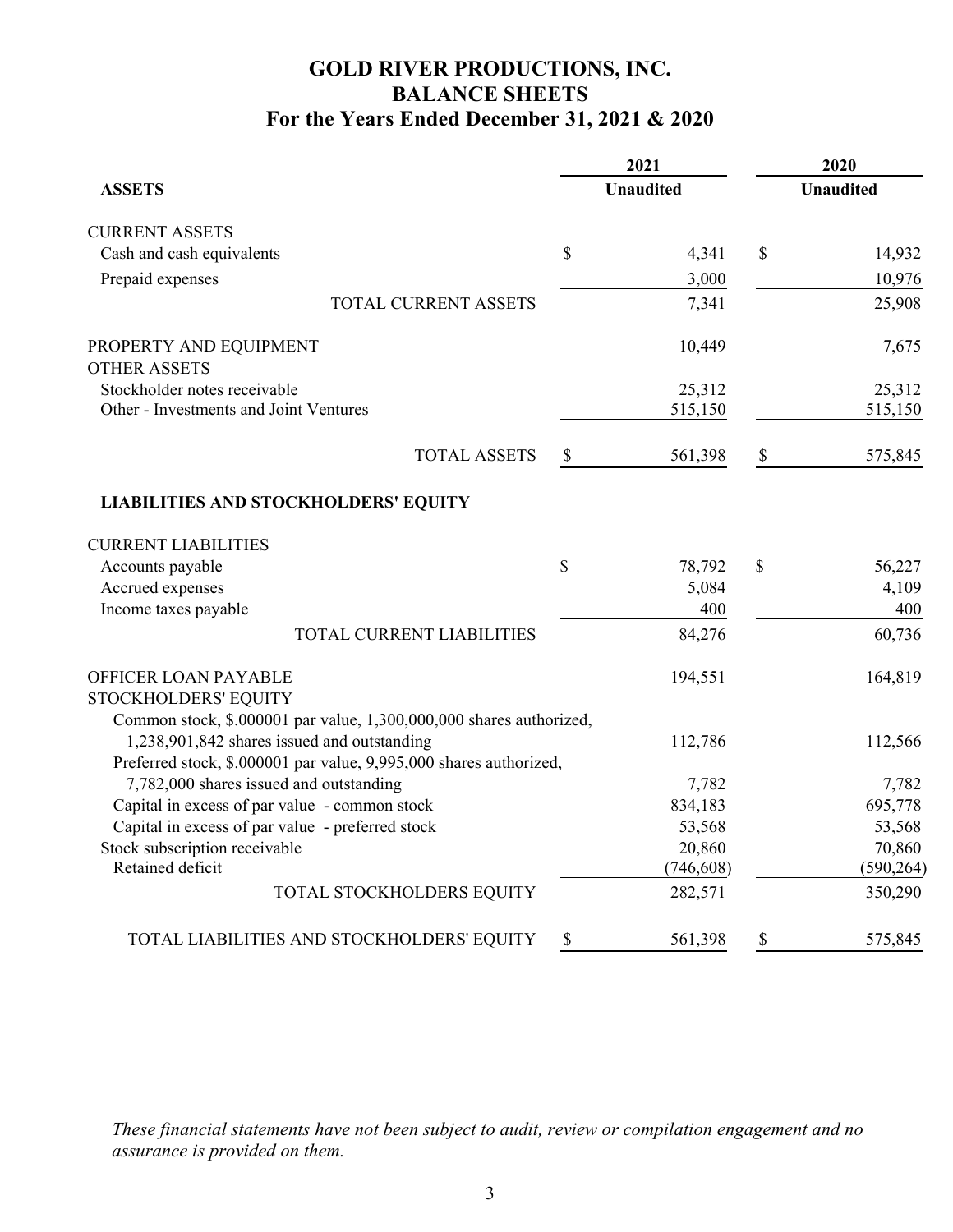# GOLD RIVER PRODUCTIONS, INC.
## BALANCE SHEETS
## For the Years Ended December 31, 2021 & 2020

| | 2021 | 2020 |
|---|---|---|
| **ASSETS** | **Unaudited** | **Unaudited** |
| CURRENT ASSETS | | |
| Cash and cash equivalents | $ 4,341 | $ 14,932 |
| Prepaid expenses | 3,000 | 10,976 |
| TOTAL CURRENT ASSETS | 7,341 | 25,908 |
| PROPERTY AND EQUIPMENT | 10,449 | 7,675 |
| OTHER ASSETS | | |
| Stockholder notes receivable | 25,312 | 25,312 |
| Other - Investments and Joint Ventures | 515,150 | 515,150 |
| TOTAL ASSETS | $ 561,398 | $ 575,845 |
| **LIABILITIES AND STOCKHOLDERS' EQUITY** | | |
| CURRENT LIABILITIES | | |
| Accounts payable | $ 78,792 | $ 56,227 |
| Accrued expenses | 5,084 | 4,109 |
| Income taxes payable | 400 | 400 |
| TOTAL CURRENT LIABILITIES | 84,276 | 60,736 |
| OFFICER LOAN PAYABLE | 194,551 | 164,819 |
| STOCKHOLDERS' EQUITY | | |
| Common stock, $.000001 par value, 1,300,000,000 shares authorized, 1,238,901,842 shares issued and outstanding | 112,786 | 112,566 |
| Preferred stock, $.000001 par value, 9,995,000 shares authorized, 7,782,000 shares issued and outstanding | 7,782 | 7,782 |
| Capital in excess of par value - common stock | 834,183 | 695,778 |
| Capital in excess of par value - preferred stock | 53,568 | 53,568 |
| Stock subscription receivable | 20,860 | 70,860 |
| Retained deficit | (746,608) | (590,264) |
| TOTAL STOCKHOLDERS EQUITY | 282,571 | 350,290 |
| TOTAL LIABILITIES AND STOCKHOLDERS' EQUITY | $ 561,398 | $ 575,845 |

*These financial statements have not been subject to audit, review or compilation engagement and no assurance is provided on them.*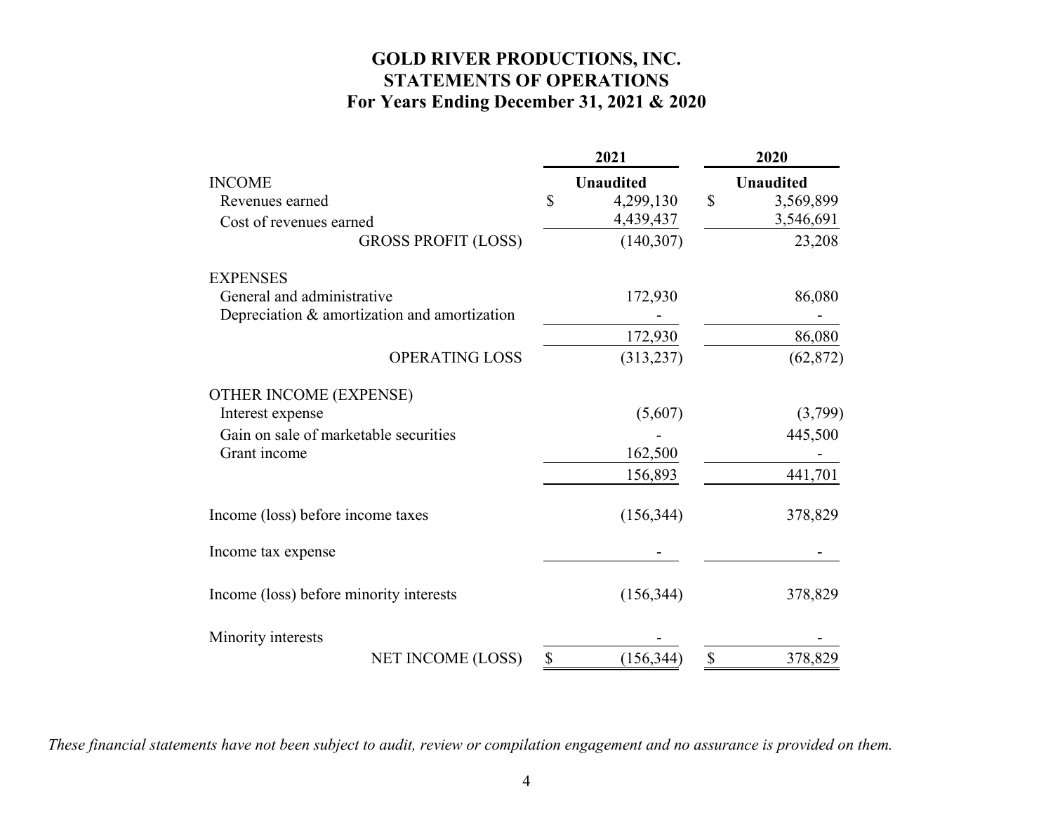# GOLD RIVER PRODUCTIONS, INC.
## STATEMENTS OF OPERATIONS
### For Years Ending December 31, 2021 & 2020

| | 2021 | 2020 |
|---|---|---|
| | **Unaudited** | **Unaudited** |
| **INCOME** | | |
| Revenues earned | $ 4,299,130 | $ 3,569,899 |
| Cost of revenues earned | 4,439,437 | 3,546,691 |
| GROSS PROFIT (LOSS) | (140,307) | 23,208 |
| **EXPENSES** | | |
| General and administrative | 172,930 | 86,080 |
| Depreciation & amortization and amortization | - | - |
| | 172,930 | 86,080 |
| OPERATING LOSS | (313,237) | (62,872) |
| **OTHER INCOME (EXPENSE)** | | |
| Interest expense | (5,607) | (3,799) |
| Gain on sale of marketable securities | - | 445,500 |
| Grant income | 162,500 | - |
| | 156,893 | 441,701 |
| Income (loss) before income taxes | (156,344) | 378,829 |
| Income tax expense | - | - |
| Income (loss) before minority interests | (156,344) | 378,829 |
| Minority interests | - | - |
| NET INCOME (LOSS) | $ (156,344) | $ 378,829 |

*These financial statements have not been subject to audit, review or compilation engagement and no assurance is provided on them.*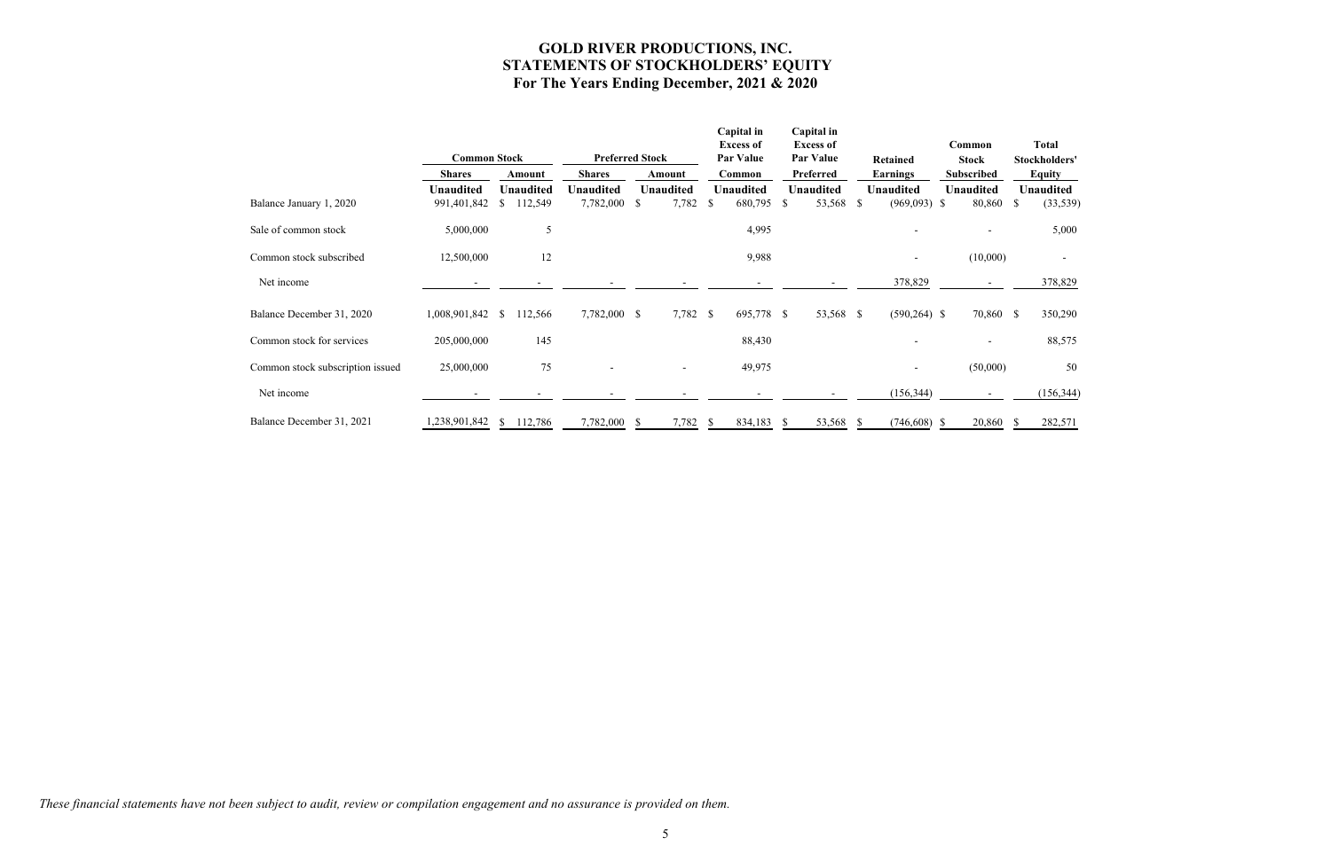# GOLD RIVER PRODUCTIONS, INC.
# STATEMENTS OF STOCKHOLDERS' EQUITY
## For The Years Ending December, 2021 & 2020

| | Common Stock | | Preferred Stock | | Capital in Excess of Par Value | Capital in Excess of Par Value | Retained | Common Stock | Total Stockholders' |
|---|---|---|---|---|---|---|---|---|---|
| | Shares | Amount | Shares | Amount | Common | Preferred | Earnings | Subscribed | Equity |
| | Unaudited | Unaudited | Unaudited | Unaudited | Unaudited | Unaudited | Unaudited | Unaudited | Unaudited |
| Balance January 1, 2020 | 991,401,842 | $ 112,549 | 7,782,000 | $ 7,782 | $ 680,795 | $ 53,568 | $ (969,093) | $ 80,860 | $ (33,539) |
| Sale of common stock | 5,000,000 | 5 | | | 4,995 | | - | - | 5,000 |
| Common stock subscribed | 12,500,000 | 12 | | | 9,988 | | - | (10,000) | - |
| Net income | - | - | - | - | - | - | 378,829 | - | 378,829 |
| Balance December 31, 2020 | 1,008,901,842 | $ 112,566 | 7,782,000 | $ 7,782 | $ 695,778 | $ 53,568 | $ (590,264) | $ 70,860 | $ 350,290 |
| Common stock for services | 205,000,000 | 145 | | | 88,430 | | - | - | 88,575 |
| Common stock subscription issued | 25,000,000 | 75 | - | - | 49,975 | | - | (50,000) | 50 |
| Net income | - | - | - | - | - | - | (156,344) | - | (156,344) |
| Balance December 31, 2021 | 1,238,901,842 | $ 112,786 | 7,782,000 | $ 7,782 | $ 834,183 | $ 53,568 | $ (746,608) | $ 20,860 | $ 282,571 |

*These financial statements have not been subject to audit, review or compilation engagement and no assurance is provided on them.*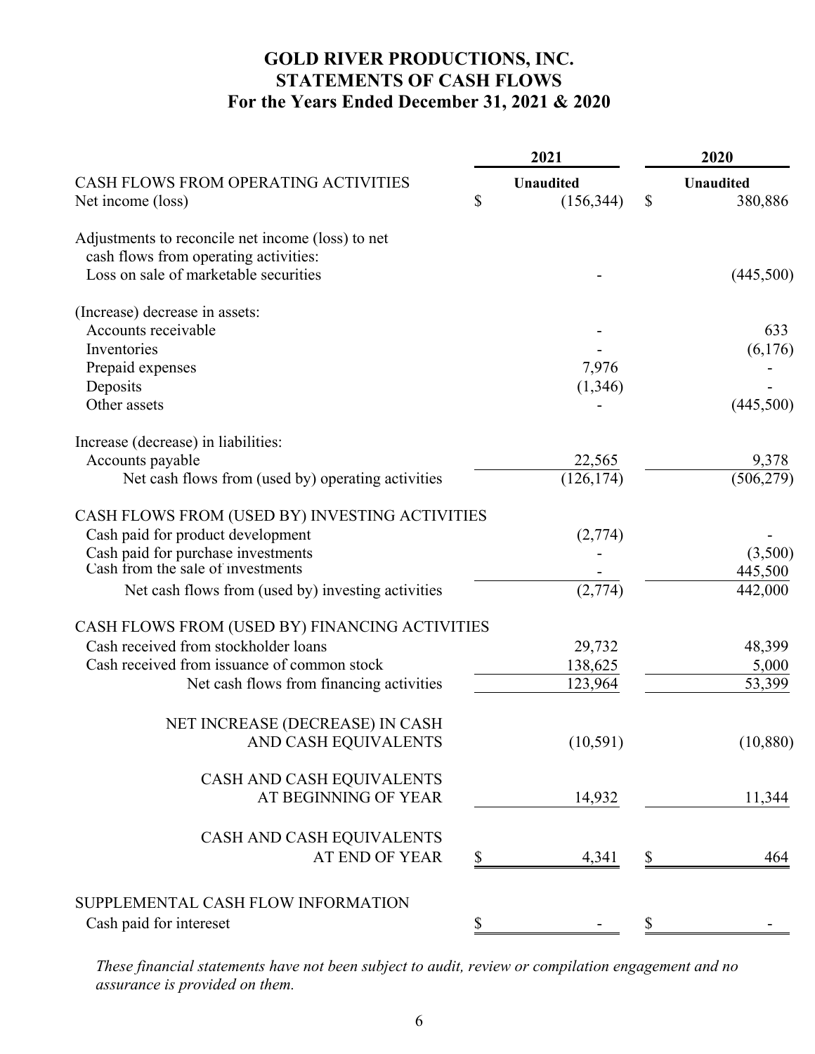# GOLD RIVER PRODUCTIONS, INC.
## STATEMENTS OF CASH FLOWS
### For the Years Ended December 31, 2021 & 2020

| | 2021 | 2020 |
|---|---|---|
| CASH FLOWS FROM OPERATING ACTIVITIES | Unaudited | Unaudited |
| Net income (loss) | $ (156,344) | $ 380,886 |
| Adjustments to reconcile net income (loss) to net cash flows from operating activities: | | |
| Loss on sale of marketable securities | - | (445,500) |
| (Increase) decrease in assets: | | |
| Accounts receivable | - | 633 |
| Inventories | - | (6,176) |
| Prepaid expenses | 7,976 | - |
| Deposits | (1,346) | - |
| Other assets | - | (445,500) |
| Increase (decrease) in liabilities: | | |
| Accounts payable | 22,565 | 9,378 |
| Net cash flows from (used by) operating activities | (126,174) | (506,279) |
| CASH FLOWS FROM (USED BY) INVESTING ACTIVITIES | | |
| Cash paid for product development | (2,774) | - |
| Cash paid for purchase investments | - | (3,500) |
| Cash from the sale of investments | - | 445,500 |
| Net cash flows from (used by) investing activities | (2,774) | 442,000 |
| CASH FLOWS FROM (USED BY) FINANCING ACTIVITIES | | |
| Cash received from stockholder loans | 29,732 | 48,399 |
| Cash received from issuance of common stock | 138,625 | 5,000 |
| Net cash flows from financing activities | 123,964 | 53,399 |
| NET INCREASE (DECREASE) IN CASH AND CASH EQUIVALENTS | (10,591) | (10,880) |
| CASH AND CASH EQUIVALENTS AT BEGINNING OF YEAR | 14,932 | 11,344 |
| CASH AND CASH EQUIVALENTS AT END OF YEAR | $ 4,341 | $ 464 |
| SUPPLEMENTAL CASH FLOW INFORMATION | | |
| Cash paid for intereset | $ - | $ - |

*These financial statements have not been subject to audit, review or compilation engagement and no assurance is provided on them.*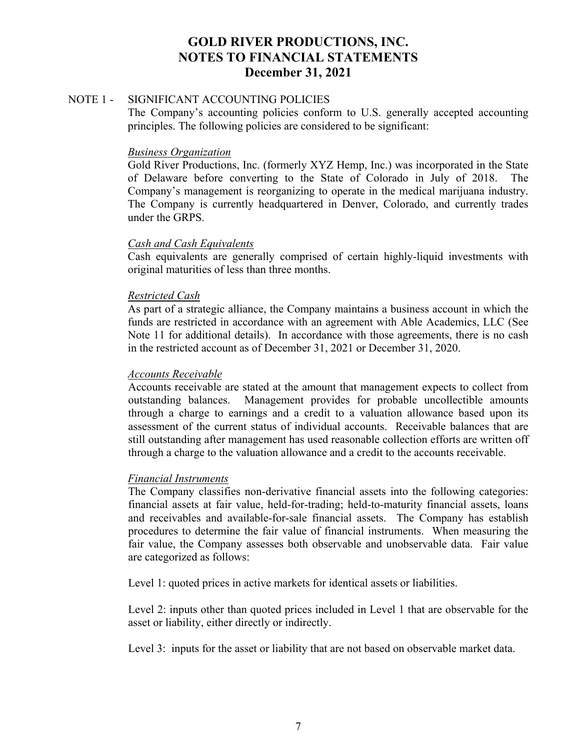# GOLD RIVER PRODUCTIONS, INC.
# NOTES TO FINANCIAL STATEMENTS
## December 31, 2021

NOTE 1 - SIGNIFICANT ACCOUNTING POLICIES

The Company's accounting policies conform to U.S. generally accepted accounting principles. The following policies are considered to be significant:

*Business Organization*

Gold River Productions, Inc. (formerly XYZ Hemp, Inc.) was incorporated in the State of Delaware before converting to the State of Colorado in July of 2018. The Company's management is reorganizing to operate in the medical marijuana industry. The Company is currently headquartered in Denver, Colorado, and currently trades under the GRPS.

*Cash and Cash Equivalents*

Cash equivalents are generally comprised of certain highly-liquid investments with original maturities of less than three months.

*Restricted Cash*

As part of a strategic alliance, the Company maintains a business account in which the funds are restricted in accordance with an agreement with Able Academics, LLC (See Note 11 for additional details). In accordance with those agreements, there is no cash in the restricted account as of December 31, 2021 or December 31, 2020.

*Accounts Receivable*

Accounts receivable are stated at the amount that management expects to collect from outstanding balances. Management provides for probable uncollectible amounts through a charge to earnings and a credit to a valuation allowance based upon its assessment of the current status of individual accounts. Receivable balances that are still outstanding after management has used reasonable collection efforts are written off through a charge to the valuation allowance and a credit to the accounts receivable.

*Financial Instruments*

The Company classifies non-derivative financial assets into the following categories: financial assets at fair value, held-for-trading; held-to-maturity financial assets, loans and receivables and available-for-sale financial assets. The Company has establish procedures to determine the fair value of financial instruments. When measuring the fair value, the Company assesses both observable and unobservable data. Fair value are categorized as follows:

Level 1: quoted prices in active markets for identical assets or liabilities.

Level 2: inputs other than quoted prices included in Level 1 that are observable for the asset or liability, either directly or indirectly.

Level 3: inputs for the asset or liability that are not based on observable market data.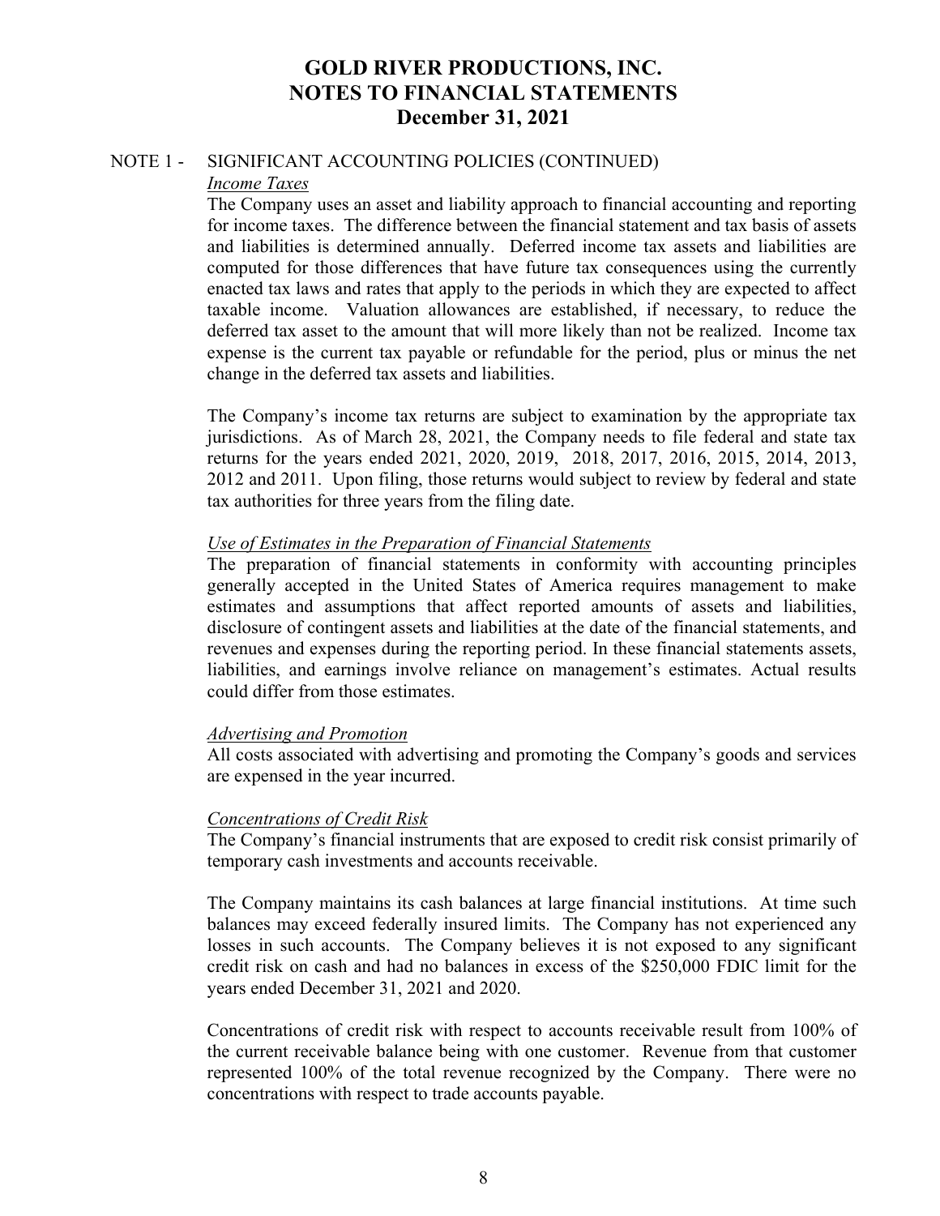# GOLD RIVER PRODUCTIONS, INC.
# NOTES TO FINANCIAL STATEMENTS
# December 31, 2021

NOTE 1 - SIGNIFICANT ACCOUNTING POLICIES (CONTINUED)

*Income Taxes*

The Company uses an asset and liability approach to financial accounting and reporting for income taxes. The difference between the financial statement and tax basis of assets and liabilities is determined annually. Deferred income tax assets and liabilities are computed for those differences that have future tax consequences using the currently enacted tax laws and rates that apply to the periods in which they are expected to affect taxable income. Valuation allowances are established, if necessary, to reduce the deferred tax asset to the amount that will more likely than not be realized. Income tax expense is the current tax payable or refundable for the period, plus or minus the net change in the deferred tax assets and liabilities.

The Company's income tax returns are subject to examination by the appropriate tax jurisdictions. As of March 28, 2021, the Company needs to file federal and state tax returns for the years ended 2021, 2020, 2019, 2018, 2017, 2016, 2015, 2014, 2013, 2012 and 2011. Upon filing, those returns would subject to review by federal and state tax authorities for three years from the filing date.

*Use of Estimates in the Preparation of Financial Statements*

The preparation of financial statements in conformity with accounting principles generally accepted in the United States of America requires management to make estimates and assumptions that affect reported amounts of assets and liabilities, disclosure of contingent assets and liabilities at the date of the financial statements, and revenues and expenses during the reporting period. In these financial statements assets, liabilities, and earnings involve reliance on management's estimates. Actual results could differ from those estimates.

*Advertising and Promotion*

All costs associated with advertising and promoting the Company's goods and services are expensed in the year incurred.

*Concentrations of Credit Risk*

The Company's financial instruments that are exposed to credit risk consist primarily of temporary cash investments and accounts receivable.

The Company maintains its cash balances at large financial institutions. At time such balances may exceed federally insured limits. The Company has not experienced any losses in such accounts. The Company believes it is not exposed to any significant credit risk on cash and had no balances in excess of the $250,000 FDIC limit for the years ended December 31, 2021 and 2020.

Concentrations of credit risk with respect to accounts receivable result from 100% of the current receivable balance being with one customer. Revenue from that customer represented 100% of the total revenue recognized by the Company. There were no concentrations with respect to trade accounts payable.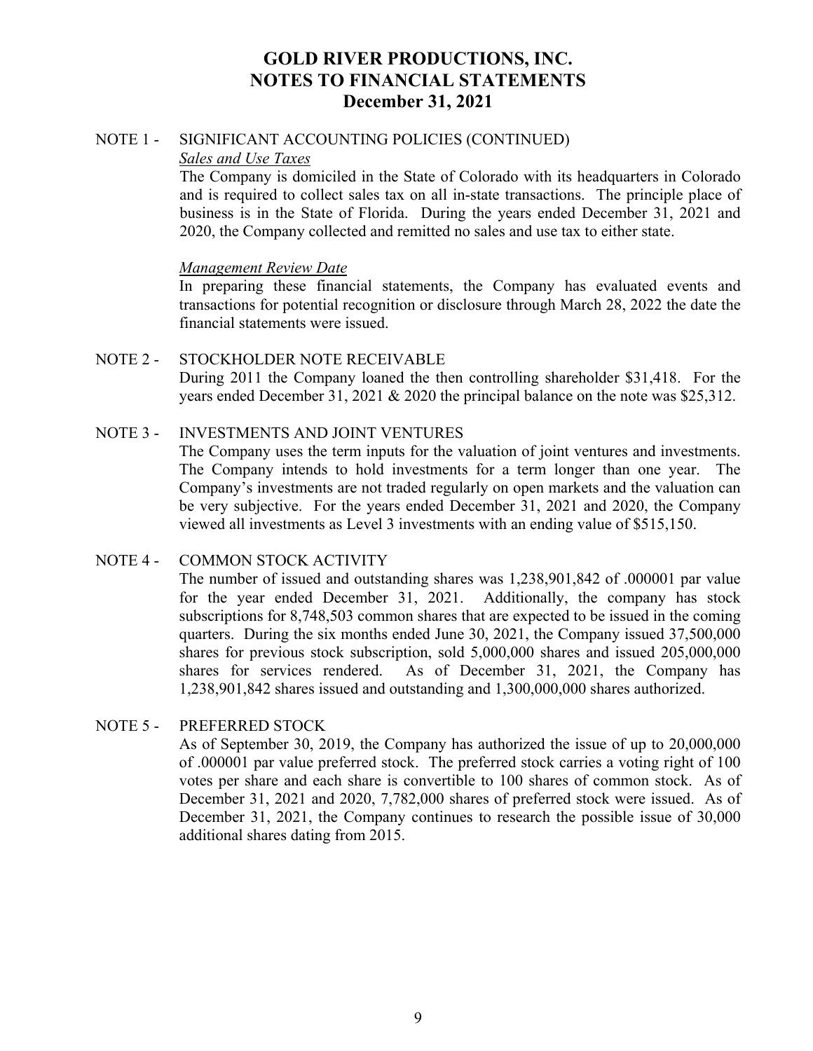# GOLD RIVER PRODUCTIONS, INC.
# NOTES TO FINANCIAL STATEMENTS
# December 31, 2021

NOTE 1 - SIGNIFICANT ACCOUNTING POLICIES (CONTINUED)

*Sales and Use Taxes*

The Company is domiciled in the State of Colorado with its headquarters in Colorado and is required to collect sales tax on all in-state transactions. The principle place of business is in the State of Florida. During the years ended December 31, 2021 and 2020, the Company collected and remitted no sales and use tax to either state.

*Management Review Date*

In preparing these financial statements, the Company has evaluated events and transactions for potential recognition or disclosure through March 28, 2022 the date the financial statements were issued.

NOTE 2 - STOCKHOLDER NOTE RECEIVABLE

During 2011 the Company loaned the then controlling shareholder $31,418. For the years ended December 31, 2021 & 2020 the principal balance on the note was $25,312.

NOTE 3 - INVESTMENTS AND JOINT VENTURES

The Company uses the term inputs for the valuation of joint ventures and investments. The Company intends to hold investments for a term longer than one year. The Company's investments are not traded regularly on open markets and the valuation can be very subjective. For the years ended December 31, 2021 and 2020, the Company viewed all investments as Level 3 investments with an ending value of $515,150.

NOTE 4 - COMMON STOCK ACTIVITY

The number of issued and outstanding shares was 1,238,901,842 of .000001 par value for the year ended December 31, 2021. Additionally, the company has stock subscriptions for 8,748,503 common shares that are expected to be issued in the coming quarters. During the six months ended June 30, 2021, the Company issued 37,500,000 shares for previous stock subscription, sold 5,000,000 shares and issued 205,000,000 shares for services rendered. As of December 31, 2021, the Company has 1,238,901,842 shares issued and outstanding and 1,300,000,000 shares authorized.

NOTE 5 - PREFERRED STOCK

As of September 30, 2019, the Company has authorized the issue of up to 20,000,000 of .000001 par value preferred stock. The preferred stock carries a voting right of 100 votes per share and each share is convertible to 100 shares of common stock. As of December 31, 2021 and 2020, 7,782,000 shares of preferred stock were issued. As of December 31, 2021, the Company continues to research the possible issue of 30,000 additional shares dating from 2015.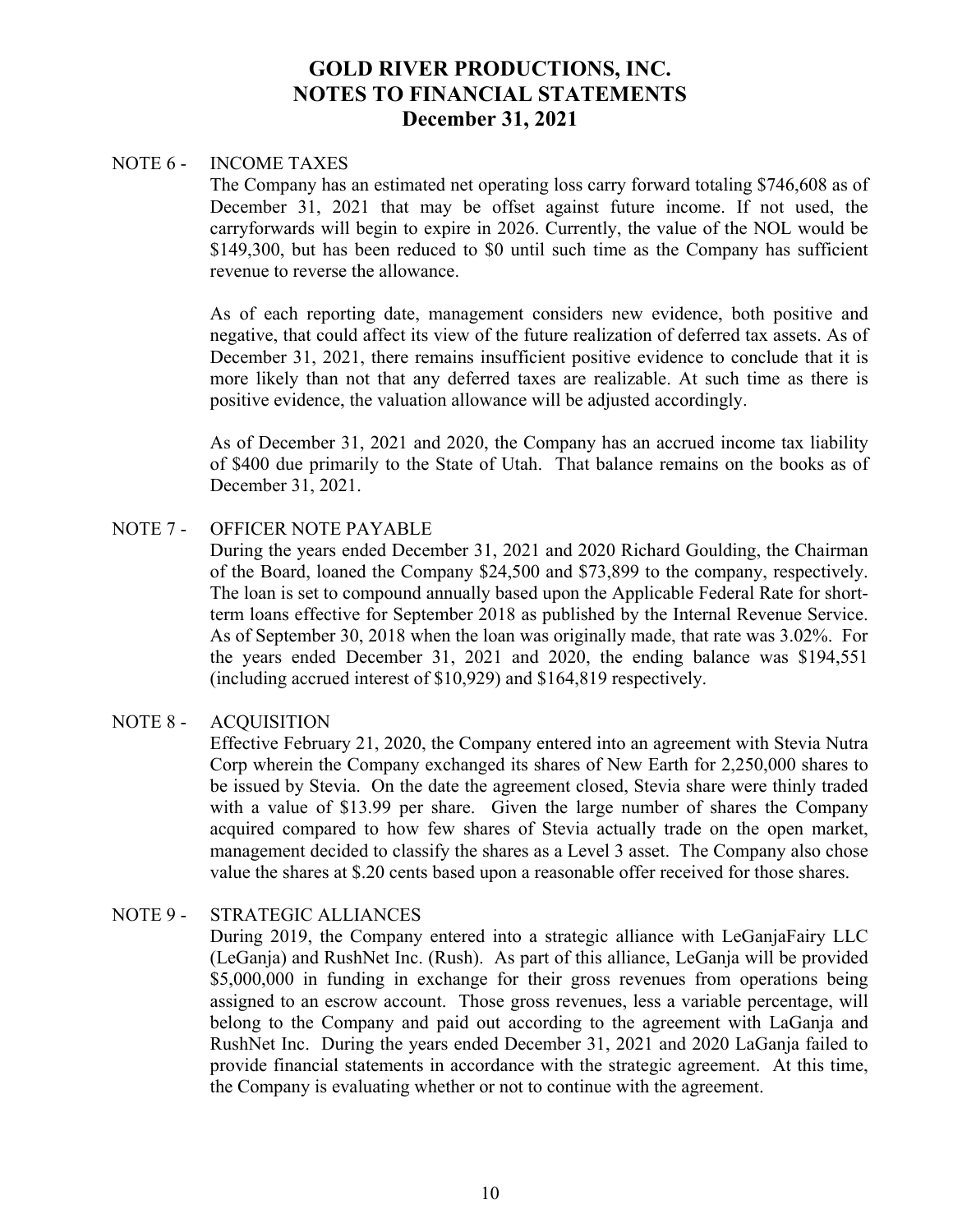# GOLD RIVER PRODUCTIONS, INC.
# NOTES TO FINANCIAL STATEMENTS
# December 31, 2021

## NOTE 6 - INCOME TAXES

The Company has an estimated net operating loss carry forward totaling $746,608 as of December 31, 2021 that may be offset against future income. If not used, the carryforwards will begin to expire in 2026. Currently, the value of the NOL would be $149,300, but has been reduced to $0 until such time as the Company has sufficient revenue to reverse the allowance.

As of each reporting date, management considers new evidence, both positive and negative, that could affect its view of the future realization of deferred tax assets. As of December 31, 2021, there remains insufficient positive evidence to conclude that it is more likely than not that any deferred taxes are realizable. At such time as there is positive evidence, the valuation allowance will be adjusted accordingly.

As of December 31, 2021 and 2020, the Company has an accrued income tax liability of $400 due primarily to the State of Utah. That balance remains on the books as of December 31, 2021.

## NOTE 7 - OFFICER NOTE PAYABLE

During the years ended December 31, 2021 and 2020 Richard Goulding, the Chairman of the Board, loaned the Company $24,500 and $73,899 to the company, respectively. The loan is set to compound annually based upon the Applicable Federal Rate for short-term loans effective for September 2018 as published by the Internal Revenue Service. As of September 30, 2018 when the loan was originally made, that rate was 3.02%. For the years ended December 31, 2021 and 2020, the ending balance was $194,551 (including accrued interest of $10,929) and $164,819 respectively.

## NOTE 8 - ACQUISITION

Effective February 21, 2020, the Company entered into an agreement with Stevia Nutra Corp wherein the Company exchanged its shares of New Earth for 2,250,000 shares to be issued by Stevia. On the date the agreement closed, Stevia share were thinly traded with a value of $13.99 per share. Given the large number of shares the Company acquired compared to how few shares of Stevia actually trade on the open market, management decided to classify the shares as a Level 3 asset. The Company also chose value the shares at $.20 cents based upon a reasonable offer received for those shares.

## NOTE 9 - STRATEGIC ALLIANCES

During 2019, the Company entered into a strategic alliance with LeGanjaFairy LLC (LeGanja) and RushNet Inc. (Rush). As part of this alliance, LeGanja will be provided $5,000,000 in funding in exchange for their gross revenues from operations being assigned to an escrow account. Those gross revenues, less a variable percentage, will belong to the Company and paid out according to the agreement with LaGanja and RushNet Inc. During the years ended December 31, 2021 and 2020 LaGanja failed to provide financial statements in accordance with the strategic agreement. At this time, the Company is evaluating whether or not to continue with the agreement.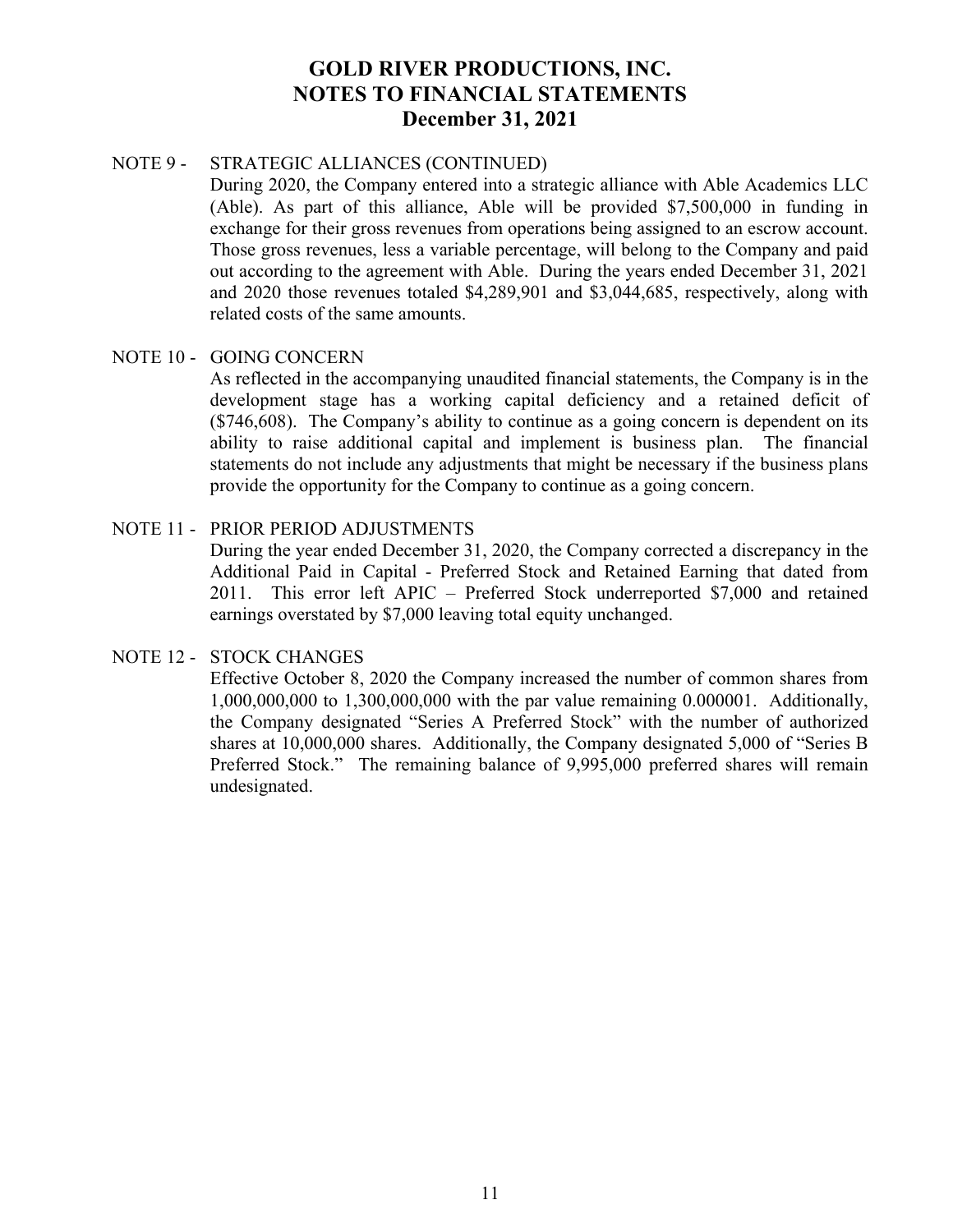# GOLD RIVER PRODUCTIONS, INC.
# NOTES TO FINANCIAL STATEMENTS
# December 31, 2021

## NOTE 9 - STRATEGIC ALLIANCES (CONTINUED)

During 2020, the Company entered into a strategic alliance with Able Academics LLC (Able). As part of this alliance, Able will be provided $7,500,000 in funding in exchange for their gross revenues from operations being assigned to an escrow account. Those gross revenues, less a variable percentage, will belong to the Company and paid out according to the agreement with Able. During the years ended December 31, 2021 and 2020 those revenues totaled $4,289,901 and $3,044,685, respectively, along with related costs of the same amounts.

## NOTE 10 - GOING CONCERN

As reflected in the accompanying unaudited financial statements, the Company is in the development stage has a working capital deficiency and a retained deficit of ($746,608). The Company's ability to continue as a going concern is dependent on its ability to raise additional capital and implement is business plan. The financial statements do not include any adjustments that might be necessary if the business plans provide the opportunity for the Company to continue as a going concern.

## NOTE 11 - PRIOR PERIOD ADJUSTMENTS

During the year ended December 31, 2020, the Company corrected a discrepancy in the Additional Paid in Capital - Preferred Stock and Retained Earning that dated from 2011. This error left APIC – Preferred Stock underreported $7,000 and retained earnings overstated by $7,000 leaving total equity unchanged.

## NOTE 12 - STOCK CHANGES

Effective October 8, 2020 the Company increased the number of common shares from 1,000,000,000 to 1,300,000,000 with the par value remaining 0.000001. Additionally, the Company designated "Series A Preferred Stock" with the number of authorized shares at 10,000,000 shares. Additionally, the Company designated 5,000 of "Series B Preferred Stock." The remaining balance of 9,995,000 preferred shares will remain undesignated.